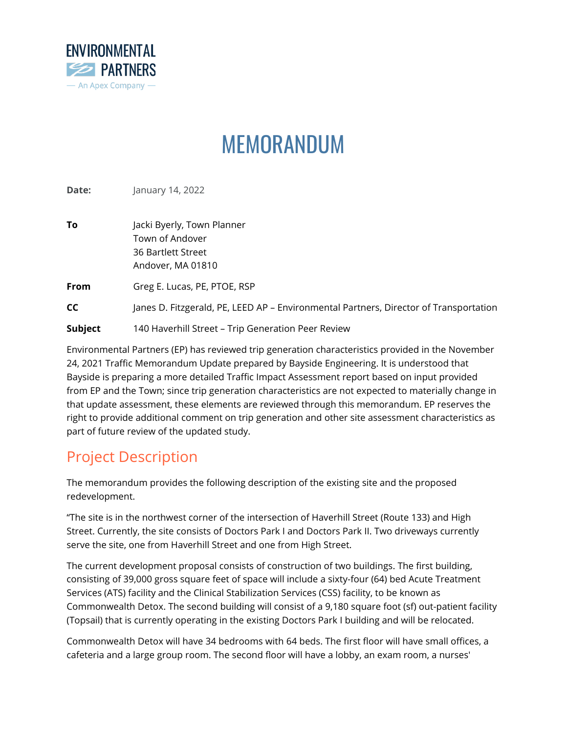ENVIRONMENTAL PARTNERS
— An Apex Company —

# MEMORANDUM

**Date:** January 14, 2022

**To** Jacki Byerly, Town Planner
Town of Andover
36 Bartlett Street
Andover, MA 01810

**From** Greg E. Lucas, PE, PTOE, RSP

**CC** Janes D. Fitzgerald, PE, LEED AP – Environmental Partners, Director of Transportation

**Subject** 140 Haverhill Street – Trip Generation Peer Review

Environmental Partners (EP) has reviewed trip generation characteristics provided in the November 24, 2021 Traffic Memorandum Update prepared by Bayside Engineering. It is understood that Bayside is preparing a more detailed Traffic Impact Assessment report based on input provided from EP and the Town; since trip generation characteristics are not expected to materially change in that update assessment, these elements are reviewed through this memorandum. EP reserves the right to provide additional comment on trip generation and other site assessment characteristics as part of future review of the updated study.

## Project Description

The memorandum provides the following description of the existing site and the proposed redevelopment.

"The site is in the northwest corner of the intersection of Haverhill Street (Route 133) and High Street. Currently, the site consists of Doctors Park I and Doctors Park II. Two driveways currently serve the site, one from Haverhill Street and one from High Street.

The current development proposal consists of construction of two buildings. The first building, consisting of 39,000 gross square feet of space will include a sixty-four (64) bed Acute Treatment Services (ATS) facility and the Clinical Stabilization Services (CSS) facility, to be known as Commonwealth Detox. The second building will consist of a 9,180 square foot (sf) out-patient facility (Topsail) that is currently operating in the existing Doctors Park I building and will be relocated.

Commonwealth Detox will have 34 bedrooms with 64 beds. The first floor will have small offices, a cafeteria and a large group room. The second floor will have a lobby, an exam room, a nurses'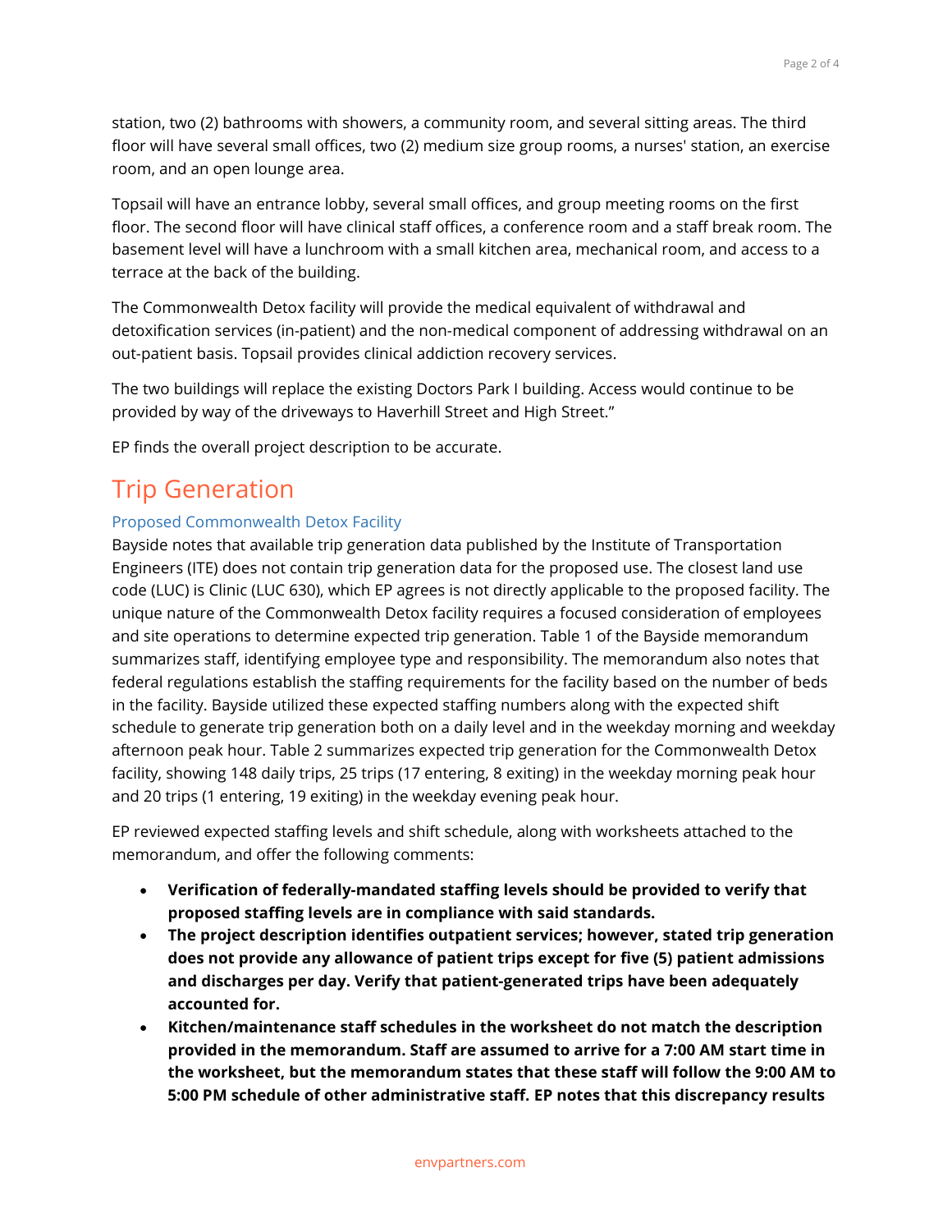station, two (2) bathrooms with showers, a community room, and several sitting areas. The third floor will have several small offices, two (2) medium size group rooms, a nurses' station, an exercise room, and an open lounge area.

Topsail will have an entrance lobby, several small offices, and group meeting rooms on the first floor. The second floor will have clinical staff offices, a conference room and a staff break room. The basement level will have a lunchroom with a small kitchen area, mechanical room, and access to a terrace at the back of the building.

The Commonwealth Detox facility will provide the medical equivalent of withdrawal and detoxification services (in-patient) and the non-medical component of addressing withdrawal on an out-patient basis. Topsail provides clinical addiction recovery services.

The two buildings will replace the existing Doctors Park I building. Access would continue to be provided by way of the driveways to Haverhill Street and High Street."

EP finds the overall project description to be accurate.

# Trip Generation

### Proposed Commonwealth Detox Facility

Bayside notes that available trip generation data published by the Institute of Transportation Engineers (ITE) does not contain trip generation data for the proposed use. The closest land use code (LUC) is Clinic (LUC 630), which EP agrees is not directly applicable to the proposed facility. The unique nature of the Commonwealth Detox facility requires a focused consideration of employees and site operations to determine expected trip generation. Table 1 of the Bayside memorandum summarizes staff, identifying employee type and responsibility. The memorandum also notes that federal regulations establish the staffing requirements for the facility based on the number of beds in the facility. Bayside utilized these expected staffing numbers along with the expected shift schedule to generate trip generation both on a daily level and in the weekday morning and weekday afternoon peak hour. Table 2 summarizes expected trip generation for the Commonwealth Detox facility, showing 148 daily trips, 25 trips (17 entering, 8 exiting) in the weekday morning peak hour and 20 trips (1 entering, 19 exiting) in the weekday evening peak hour.

EP reviewed expected staffing levels and shift schedule, along with worksheets attached to the memorandum, and offer the following comments:

- **Verification of federally-mandated staffing levels should be provided to verify that proposed staffing levels are in compliance with said standards.**
- **The project description identifies outpatient services; however, stated trip generation does not provide any allowance of patient trips except for five (5) patient admissions and discharges per day. Verify that patient-generated trips have been adequately accounted for.**
- **Kitchen/maintenance staff schedules in the worksheet do not match the description provided in the memorandum. Staff are assumed to arrive for a 7:00 AM start time in the worksheet, but the memorandum states that these staff will follow the 9:00 AM to 5:00 PM schedule of other administrative staff. EP notes that this discrepancy results**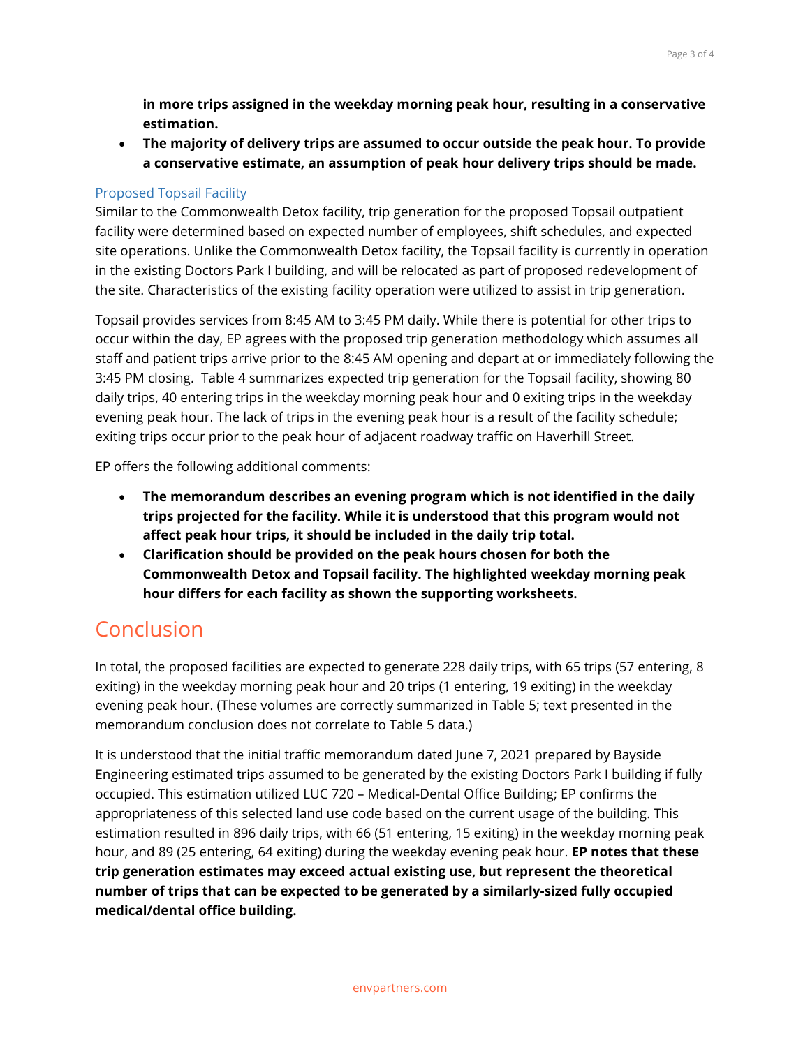**in more trips assigned in the weekday morning peak hour, resulting in a conservative estimation.**

- **The majority of delivery trips are assumed to occur outside the peak hour. To provide a conservative estimate, an assumption of peak hour delivery trips should be made.**

### Proposed Topsail Facility

Similar to the Commonwealth Detox facility, trip generation for the proposed Topsail outpatient facility were determined based on expected number of employees, shift schedules, and expected site operations. Unlike the Commonwealth Detox facility, the Topsail facility is currently in operation in the existing Doctors Park I building, and will be relocated as part of proposed redevelopment of the site. Characteristics of the existing facility operation were utilized to assist in trip generation.

Topsail provides services from 8:45 AM to 3:45 PM daily. While there is potential for other trips to occur within the day, EP agrees with the proposed trip generation methodology which assumes all staff and patient trips arrive prior to the 8:45 AM opening and depart at or immediately following the 3:45 PM closing. Table 4 summarizes expected trip generation for the Topsail facility, showing 80 daily trips, 40 entering trips in the weekday morning peak hour and 0 exiting trips in the weekday evening peak hour. The lack of trips in the evening peak hour is a result of the facility schedule; exiting trips occur prior to the peak hour of adjacent roadway traffic on Haverhill Street.

EP offers the following additional comments:

- **The memorandum describes an evening program which is not identified in the daily trips projected for the facility. While it is understood that this program would not affect peak hour trips, it should be included in the daily trip total.**
- **Clarification should be provided on the peak hours chosen for both the Commonwealth Detox and Topsail facility. The highlighted weekday morning peak hour differs for each facility as shown the supporting worksheets.**

## Conclusion

In total, the proposed facilities are expected to generate 228 daily trips, with 65 trips (57 entering, 8 exiting) in the weekday morning peak hour and 20 trips (1 entering, 19 exiting) in the weekday evening peak hour. (These volumes are correctly summarized in Table 5; text presented in the memorandum conclusion does not correlate to Table 5 data.)

It is understood that the initial traffic memorandum dated June 7, 2021 prepared by Bayside Engineering estimated trips assumed to be generated by the existing Doctors Park I building if fully occupied. This estimation utilized LUC 720 – Medical-Dental Office Building; EP confirms the appropriateness of this selected land use code based on the current usage of the building. This estimation resulted in 896 daily trips, with 66 (51 entering, 15 exiting) in the weekday morning peak hour, and 89 (25 entering, 64 exiting) during the weekday evening peak hour. **EP notes that these trip generation estimates may exceed actual existing use, but represent the theoretical number of trips that can be expected to be generated by a similarly-sized fully occupied medical/dental office building.**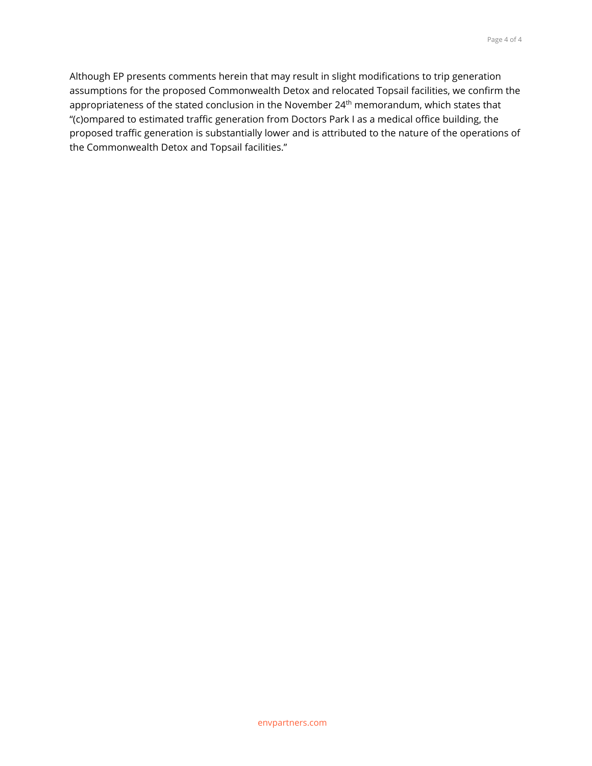Although EP presents comments herein that may result in slight modifications to trip generation assumptions for the proposed Commonwealth Detox and relocated Topsail facilities, we confirm the appropriateness of the stated conclusion in the November 24th memorandum, which states that "(c)ompared to estimated traffic generation from Doctors Park I as a medical office building, the proposed traffic generation is substantially lower and is attributed to the nature of the operations of the Commonwealth Detox and Topsail facilities."